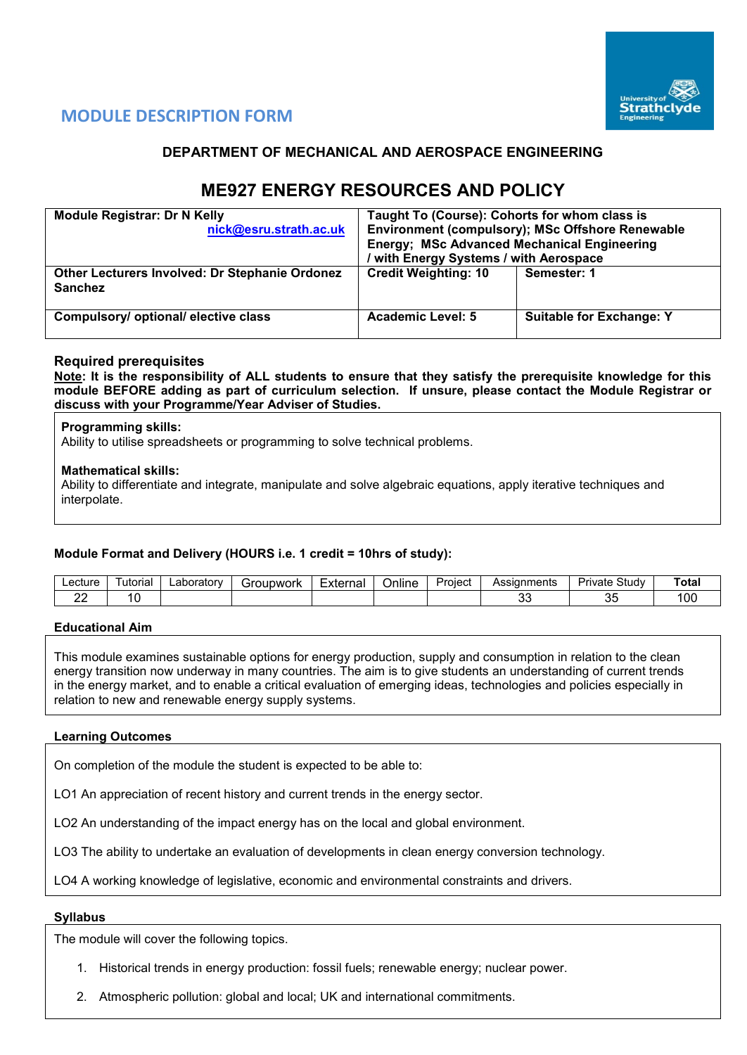## MODULE DESCRIPTION FORM

### DEPARTMENT OF MECHANICAL AND AEROSPACE ENGINEERING

# ME927 ENERGY RESOURCES AND POLICY

| Module Registrar: Dr N Kelly nick@esru.strath.ac.uk | Taught To (Course): Cohorts for whom class is Environment (compulsory); MSc Offshore Renewable Energy; MSc Advanced Mechanical Engineering / with Energy Systems / with Aerospace | |
|---|---|---|
| Other Lecturers Involved: Dr Stephanie Ordonez Sanchez | Credit Weighting: 10 | Semester: 1 |
| Compulsory/ optional/ elective class | Academic Level: 5 | Suitable for Exchange: Y |

### Required prerequisites

**Note: It is the responsibility of ALL students to ensure that they satisfy the prerequisite knowledge for this module BEFORE adding as part of curriculum selection. If unsure, please contact the Module Registrar or discuss with your Programme/Year Adviser of Studies.**

**Programming skills:**
Ability to utilise spreadsheets or programming to solve technical problems.

**Mathematical skills:**
Ability to differentiate and integrate, manipulate and solve algebraic equations, apply iterative techniques and interpolate.

### Module Format and Delivery (HOURS i.e. 1 credit = 10hrs of study):

| Lecture | Tutorial | Laboratory | Groupwork | External | Online | Project | Assignments | Private Study | Total |
|---|---|---|---|---|---|---|---|---|---|
| 22 | 10 | | | | | | 33 | 35 | 100 |

### Educational Aim

This module examines sustainable options for energy production, supply and consumption in relation to the clean energy transition now underway in many countries. The aim is to give students an understanding of current trends in the energy market, and to enable a critical evaluation of emerging ideas, technologies and policies especially in relation to new and renewable energy supply systems.

### Learning Outcomes

On completion of the module the student is expected to be able to:

LO1 An appreciation of recent history and current trends in the energy sector.

LO2 An understanding of the impact energy has on the local and global environment.

LO3 The ability to undertake an evaluation of developments in clean energy conversion technology.

LO4 A working knowledge of legislative, economic and environmental constraints and drivers.

### Syllabus

The module will cover the following topics.

1. Historical trends in energy production: fossil fuels; renewable energy; nuclear power.
2. Atmospheric pollution: global and local; UK and international commitments.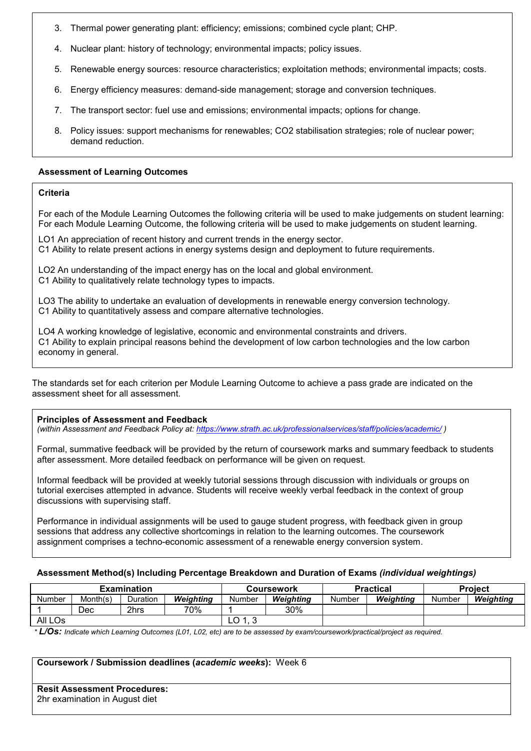3. Thermal power generating plant: efficiency; emissions; combined cycle plant; CHP.

4. Nuclear plant: history of technology; environmental impacts; policy issues.

5. Renewable energy sources: resource characteristics; exploitation methods; environmental impacts; costs.

6. Energy efficiency measures: demand-side management; storage and conversion techniques.

7. The transport sector: fuel use and emissions; environmental impacts; options for change.

8. Policy issues: support mechanisms for renewables; CO2 stabilisation strategies; role of nuclear power; demand reduction.

### Assessment of Learning Outcomes

**Criteria**

For each of the Module Learning Outcomes the following criteria will be used to make judgements on student learning: For each Module Learning Outcome, the following criteria will be used to make judgements on student learning.

LO1 An appreciation of recent history and current trends in the energy sector.
C1 Ability to relate present actions in energy systems design and deployment to future requirements.

LO2 An understanding of the impact energy has on the local and global environment.
C1 Ability to qualitatively relate technology types to impacts.

LO3 The ability to undertake an evaluation of developments in renewable energy conversion technology.
C1 Ability to quantitatively assess and compare alternative technologies.

LO4 A working knowledge of legislative, economic and environmental constraints and drivers.
C1 Ability to explain principal reasons behind the development of low carbon technologies and the low carbon economy in general.

The standards set for each criterion per Module Learning Outcome to achieve a pass grade are indicated on the assessment sheet for all assessment.

**Principles of Assessment and Feedback**
*(within Assessment and Feedback Policy at: https://www.strath.ac.uk/professionalservices/staff/policies/academic/ )*

Formal, summative feedback will be provided by the return of coursework marks and summary feedback to students after assessment. More detailed feedback on performance will be given on request.

Informal feedback will be provided at weekly tutorial sessions through discussion with individuals or groups on tutorial exercises attempted in advance. Students will receive weekly verbal feedback in the context of group discussions with supervising staff.

Performance in individual assignments will be used to gauge student progress, with feedback given in group sessions that address any collective shortcomings in relation to the learning outcomes. The coursework assignment comprises a techno-economic assessment of a renewable energy conversion system.

**Assessment Method(s) Including Percentage Breakdown and Duration of Exams** *(individual weightings)*

| Examination | | | | Coursework | | Practical | | Project | |
|---|---|---|---|---|---|---|---|---|---|
| Number | Month(s) | Duration | ***Weighting*** | Number | ***Weighting*** | Number | ***Weighting*** | Number | ***Weighting*** |
| 1 | Dec | 2hrs | 70% | 1 | 30% | | | | |
| All LOs | | | | LO 1, 3 | | | | | |

*\* **L/Os:** Indicate which Learning Outcomes (L01, L02, etc) are to be assessed by exam/coursework/practical/project as required.*

**Coursework / Submission deadlines (*academic weeks*):** Week 6

**Resit Assessment Procedures:**
2hr examination in August diet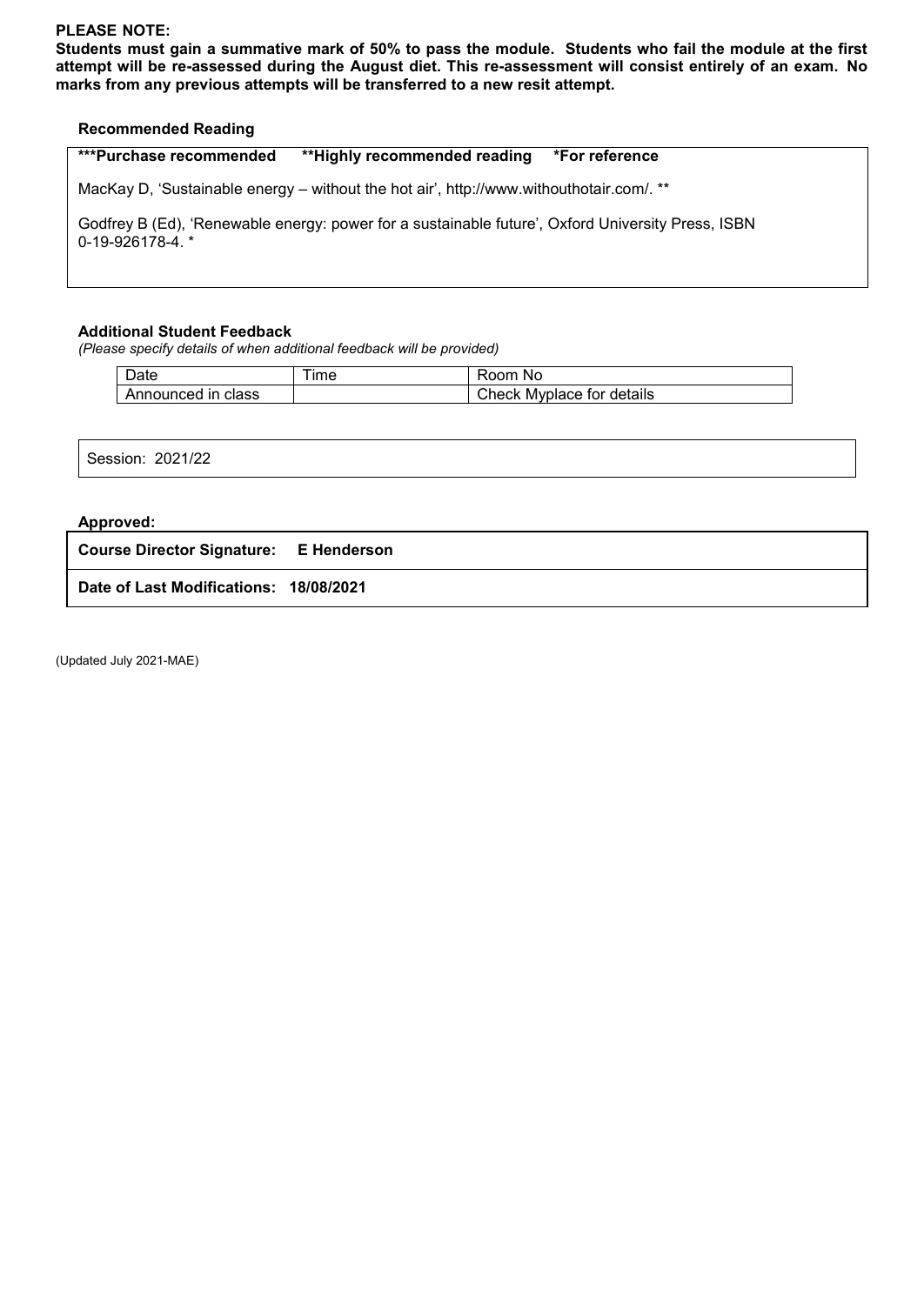**PLEASE NOTE:**
**Students must gain a summative mark of 50% to pass the module. Students who fail the module at the first attempt will be re-assessed during the August diet. This re-assessment will consist entirely of an exam. No marks from any previous attempts will be transferred to a new resit attempt.**

**Recommended Reading**

| ***Purchase recommended &nbsp;&nbsp;&nbsp; **Highly recommended reading &nbsp;&nbsp;&nbsp; *For reference |
|---|
| MacKay D, 'Sustainable energy – without the hot air', http://www.withouthotair.com/. ** |
| Godfrey B (Ed), 'Renewable energy: power for a sustainable future', Oxford University Press, ISBN 0-19-926178-4. * |

**Additional Student Feedback**
*(Please specify details of when additional feedback will be provided)*

| Date | Time | Room No |
|---|---|---|
| Announced in class | | Check Myplace for details |

Session: 2021/22

**Approved:**

| **Course Director Signature: E Henderson** |
|---|
| **Date of Last Modifications: 18/08/2021** |

(Updated July 2021-MAE)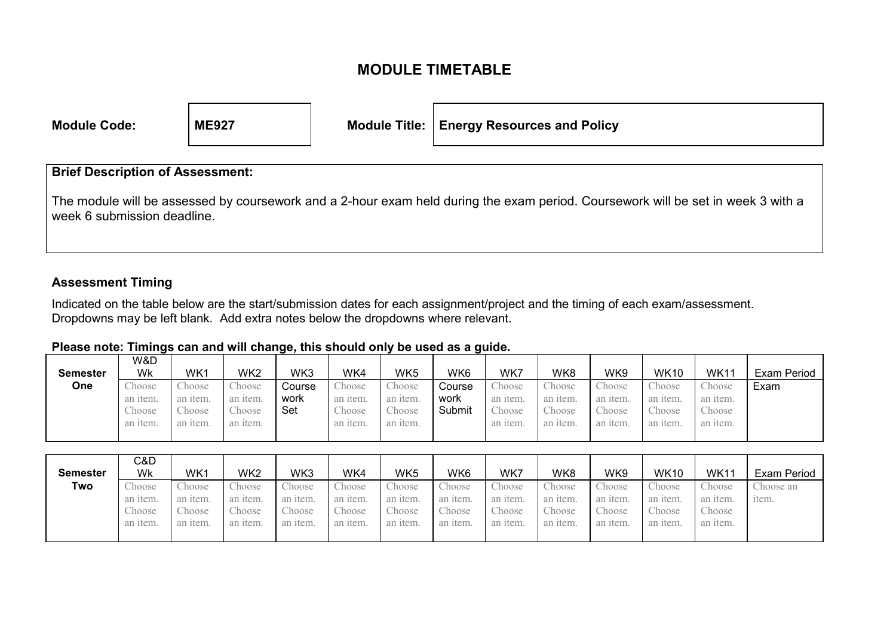# MODULE TIMETABLE

| Module Code: | ME927 | Module Title: | Energy Resources and Policy |
|---|---|---|---|

**Brief Description of Assessment:**

The module will be assessed by coursework and a 2-hour exam held during the exam period. Coursework will be set in week 3 with a week 6 submission deadline.

### Assessment Timing

Indicated on the table below are the start/submission dates for each assignment/project and the timing of each exam/assessment. Dropdowns may be left blank. Add extra notes below the dropdowns where relevant.

**Please note: Timings can and will change, this should only be used as a guide.**

| Semester One | W&D Wk | WK1 | WK2 | WK3 | WK4 | WK5 | WK6 | WK7 | WK8 | WK9 | WK10 | WK11 | Exam Period |
|---|---|---|---|---|---|---|---|---|---|---|---|---|---|
| | Choose an item. Choose an item. | Choose an item. Choose an item. | Choose an item. Choose an item. | Course work Set | Choose an item. Choose an item. | Choose an item. Choose an item. | Course work Submit | Choose an item. Choose an item. | Choose an item. Choose an item. | Choose an item. Choose an item. | Choose an item. Choose an item. | Choose an item. Choose an item. | Exam |

| Semester Two | C&D Wk | WK1 | WK2 | WK3 | WK4 | WK5 | WK6 | WK7 | WK8 | WK9 | WK10 | WK11 | Exam Period |
|---|---|---|---|---|---|---|---|---|---|---|---|---|---|
| | Choose an item. Choose an item. | Choose an item. Choose an item. | Choose an item. Choose an item. | Choose an item. Choose an item. | Choose an item. Choose an item. | Choose an item. Choose an item. | Choose an item. Choose an item. | Choose an item. Choose an item. | Choose an item. Choose an item. | Choose an item. Choose an item. | Choose an item. Choose an item. | Choose an item. Choose an item. | Choose an item. |